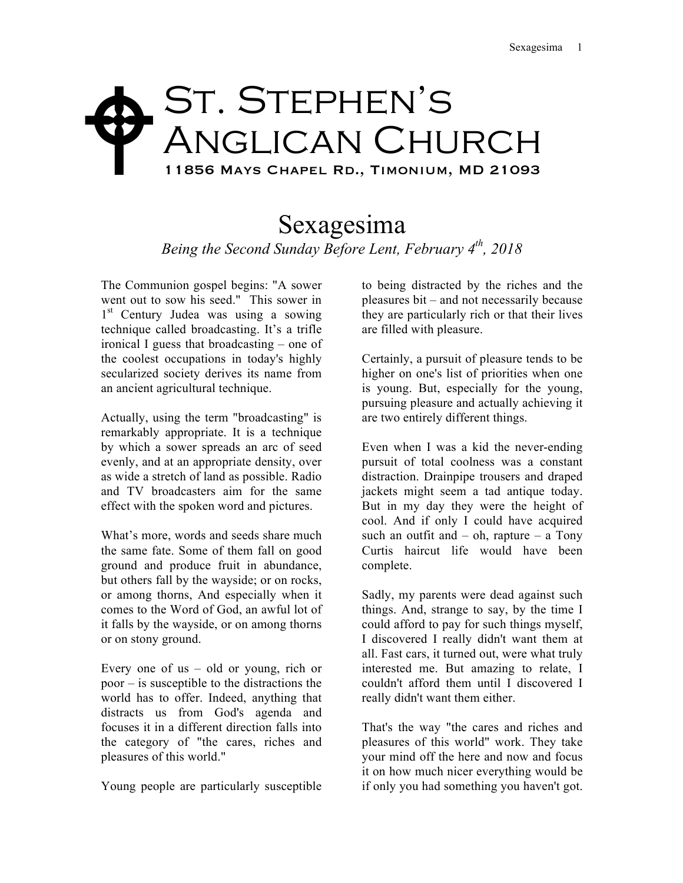# St. Stephen's Anglican Church

**11856 Mays Chapel Rd., Timonium, MD 21093**

## Sexagesima

*Being the Second Sunday Before Lent, February 4th, 2018*

The Communion gospel begins: "A sower went out to sow his seed." This sower in 1st Century Judea was using a sowing technique called broadcasting. It's a trifle ironical I guess that broadcasting – one of the coolest occupations in today's highly secularized society derives its name from an ancient agricultural technique.

Actually, using the term "broadcasting" is remarkably appropriate. It is a technique by which a sower spreads an arc of seed evenly, and at an appropriate density, over as wide a stretch of land as possible. Radio and TV broadcasters aim for the same effect with the spoken word and pictures.

What's more, words and seeds share much the same fate. Some of them fall on good ground and produce fruit in abundance, but others fall by the wayside; or on rocks, or among thorns, And especially when it comes to the Word of God, an awful lot of it falls by the wayside, or on among thorns or on stony ground.

Every one of us – old or young, rich or poor – is susceptible to the distractions the world has to offer. Indeed, anything that distracts us from God's agenda and focuses it in a different direction falls into the category of "the cares, riches and pleasures of this world."

Young people are particularly susceptible to being distracted by the riches and the pleasures bit – and not necessarily because they are particularly rich or that their lives are filled with pleasure.

Certainly, a pursuit of pleasure tends to be higher on one's list of priorities when one is young. But, especially for the young, pursuing pleasure and actually achieving it are two entirely different things.

Even when I was a kid the never-ending pursuit of total coolness was a constant distraction. Drainpipe trousers and draped jackets might seem a tad antique today. But in my day they were the height of cool. And if only I could have acquired such an outfit and – oh, rapture – a Tony Curtis haircut life would have been complete.

Sadly, my parents were dead against such things. And, strange to say, by the time I could afford to pay for such things myself, I discovered I really didn't want them at all. Fast cars, it turned out, were what truly interested me. But amazing to relate, I couldn't afford them until I discovered I really didn't want them either.

That's the way "the cares and riches and pleasures of this world" work. They take your mind off the here and now and focus it on how much nicer everything would be if only you had something you haven't got.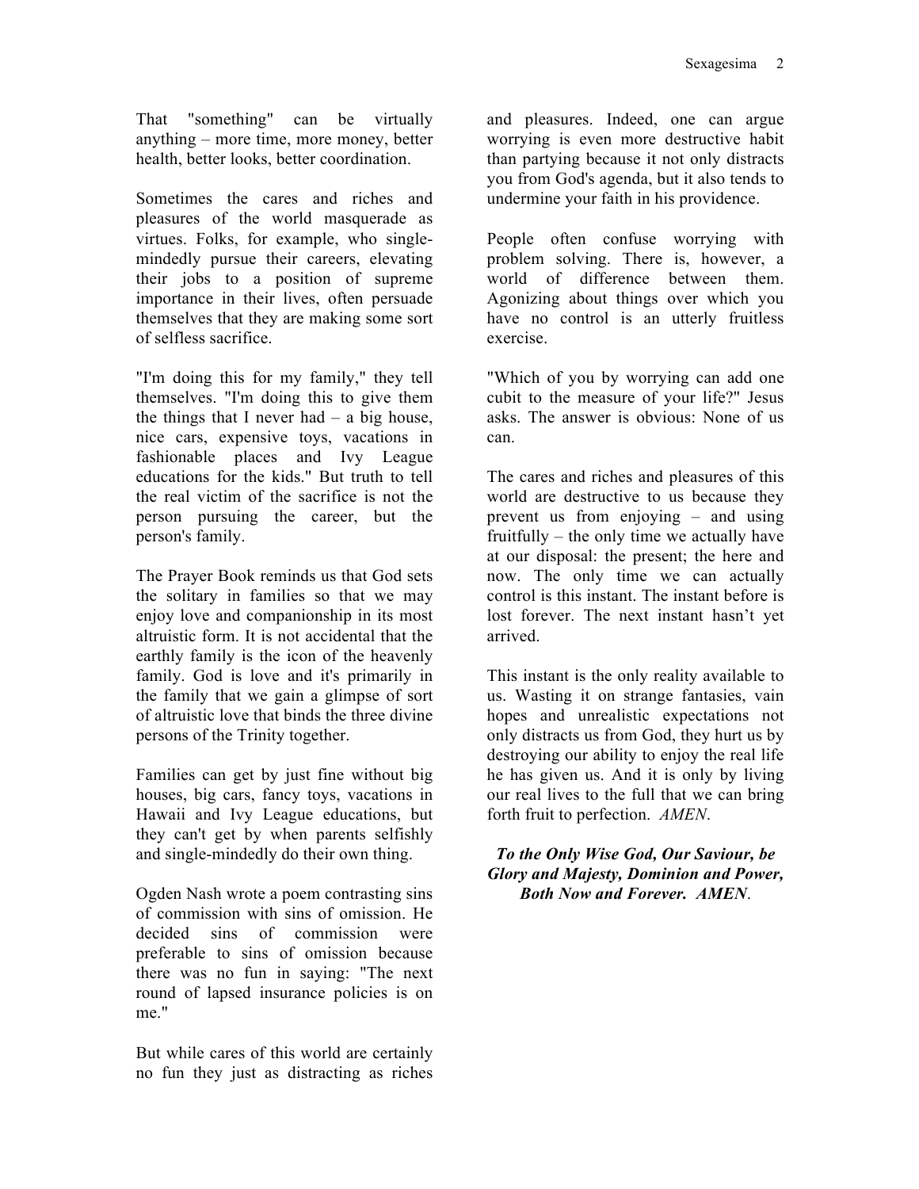That "something" can be virtually anything – more time, more money, better health, better looks, better coordination.

Sometimes the cares and riches and pleasures of the world masquerade as virtues. Folks, for example, who single-mindedly pursue their careers, elevating their jobs to a position of supreme importance in their lives, often persuade themselves that they are making some sort of selfless sacrifice.

"I'm doing this for my family," they tell themselves. "I'm doing this to give them the things that I never had – a big house, nice cars, expensive toys, vacations in fashionable places and Ivy League educations for the kids." But truth to tell the real victim of the sacrifice is not the person pursuing the career, but the person's family.

The Prayer Book reminds us that God sets the solitary in families so that we may enjoy love and companionship in its most altruistic form. It is not accidental that the earthly family is the icon of the heavenly family. God is love and it's primarily in the family that we gain a glimpse of sort of altruistic love that binds the three divine persons of the Trinity together.

Families can get by just fine without big houses, big cars, fancy toys, vacations in Hawaii and Ivy League educations, but they can't get by when parents selfishly and single-mindedly do their own thing.

Ogden Nash wrote a poem contrasting sins of commission with sins of omission. He decided sins of commission were preferable to sins of omission because there was no fun in saying: "The next round of lapsed insurance policies is on me."

But while cares of this world are certainly no fun they just as distracting as riches and pleasures. Indeed, one can argue worrying is even more destructive habit than partying because it not only distracts you from God's agenda, but it also tends to undermine your faith in his providence.

People often confuse worrying with problem solving. There is, however, a world of difference between them. Agonizing about things over which you have no control is an utterly fruitless exercise.

"Which of you by worrying can add one cubit to the measure of your life?" Jesus asks. The answer is obvious: None of us can.

The cares and riches and pleasures of this world are destructive to us because they prevent us from enjoying – and using fruitfully – the only time we actually have at our disposal: the present; the here and now. The only time we can actually control is this instant. The instant before is lost forever. The next instant hasn't yet arrived.

This instant is the only reality available to us. Wasting it on strange fantasies, vain hopes and unrealistic expectations not only distracts us from God, they hurt us by destroying our ability to enjoy the real life he has given us. And it is only by living our real lives to the full that we can bring forth fruit to perfection. *AMEN*.

***To the Only Wise God, Our Saviour, be Glory and Majesty, Dominion and Power, Both Now and Forever. AMEN*.**